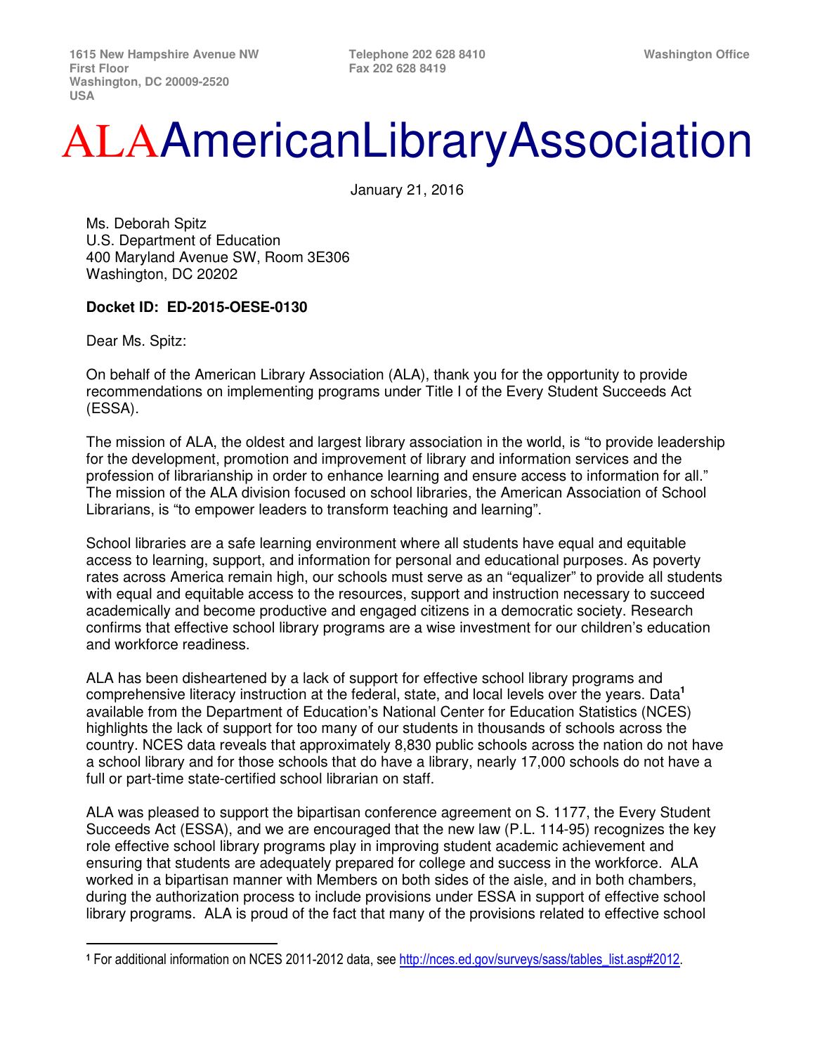1615 New Hampshire Avenue NW
First Floor
Washington, DC 20009-2520
USA

Telephone 202 628 8410
Fax 202 628 8419

Washington Office

# ALA American Library Association

January 21, 2016

Ms. Deborah Spitz
U.S. Department of Education
400 Maryland Avenue SW, Room 3E306
Washington, DC 20202

**Docket ID: ED-2015-OESE-0130**

Dear Ms. Spitz:

On behalf of the American Library Association (ALA), thank you for the opportunity to provide recommendations on implementing programs under Title I of the Every Student Succeeds Act (ESSA).

The mission of ALA, the oldest and largest library association in the world, is "to provide leadership for the development, promotion and improvement of library and information services and the profession of librarianship in order to enhance learning and ensure access to information for all." The mission of the ALA division focused on school libraries, the American Association of School Librarians, is "to empower leaders to transform teaching and learning".

School libraries are a safe learning environment where all students have equal and equitable access to learning, support, and information for personal and educational purposes. As poverty rates across America remain high, our schools must serve as an "equalizer" to provide all students with equal and equitable access to the resources, support and instruction necessary to succeed academically and become productive and engaged citizens in a democratic society. Research confirms that effective school library programs are a wise investment for our children's education and workforce readiness.

ALA has been disheartened by a lack of support for effective school library programs and comprehensive literacy instruction at the federal, state, and local levels over the years. Data[1] available from the Department of Education's National Center for Education Statistics (NCES) highlights the lack of support for too many of our students in thousands of schools across the country. NCES data reveals that approximately 8,830 public schools across the nation do not have a school library and for those schools that do have a library, nearly 17,000 schools do not have a full or part-time state-certified school librarian on staff.

ALA was pleased to support the bipartisan conference agreement on S. 1177, the Every Student Succeeds Act (ESSA), and we are encouraged that the new law (P.L. 114-95) recognizes the key role effective school library programs play in improving student academic achievement and ensuring that students are adequately prepared for college and success in the workforce. ALA worked in a bipartisan manner with Members on both sides of the aisle, and in both chambers, during the authorization process to include provisions under ESSA in support of effective school library programs. ALA is proud of the fact that many of the provisions related to effective school

[1] For additional information on NCES 2011-2012 data, see http://nces.ed.gov/surveys/sass/tables_list.asp#2012.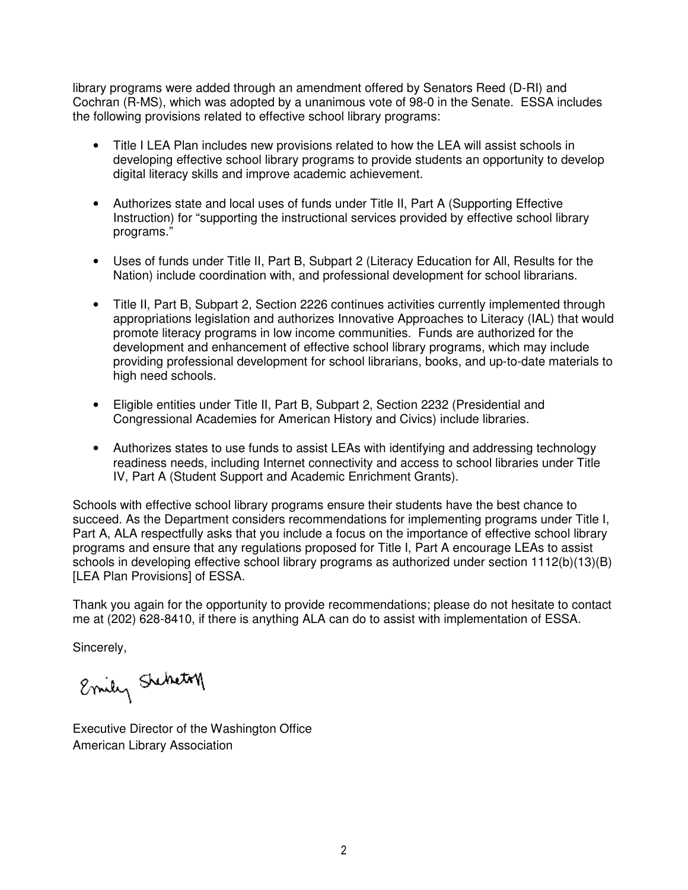library programs were added through an amendment offered by Senators Reed (D-RI) and Cochran (R-MS), which was adopted by a unanimous vote of 98-0 in the Senate. ESSA includes the following provisions related to effective school library programs:

- Title I LEA Plan includes new provisions related to how the LEA will assist schools in developing effective school library programs to provide students an opportunity to develop digital literacy skills and improve academic achievement.

- Authorizes state and local uses of funds under Title II, Part A (Supporting Effective Instruction) for "supporting the instructional services provided by effective school library programs."

- Uses of funds under Title II, Part B, Subpart 2 (Literacy Education for All, Results for the Nation) include coordination with, and professional development for school librarians.

- Title II, Part B, Subpart 2, Section 2226 continues activities currently implemented through appropriations legislation and authorizes Innovative Approaches to Literacy (IAL) that would promote literacy programs in low income communities. Funds are authorized for the development and enhancement of effective school library programs, which may include providing professional development for school librarians, books, and up-to-date materials to high need schools.

- Eligible entities under Title II, Part B, Subpart 2, Section 2232 (Presidential and Congressional Academies for American History and Civics) include libraries.

- Authorizes states to use funds to assist LEAs with identifying and addressing technology readiness needs, including Internet connectivity and access to school libraries under Title IV, Part A (Student Support and Academic Enrichment Grants).

Schools with effective school library programs ensure their students have the best chance to succeed. As the Department considers recommendations for implementing programs under Title I, Part A, ALA respectfully asks that you include a focus on the importance of effective school library programs and ensure that any regulations proposed for Title I, Part A encourage LEAs to assist schools in developing effective school library programs as authorized under section 1112(b)(13)(B) [LEA Plan Provisions] of ESSA.

Thank you again for the opportunity to provide recommendations; please do not hesitate to contact me at (202) 628-8410, if there is anything ALA can do to assist with implementation of ESSA.

Sincerely,

Emily Sheketoff

Executive Director of the Washington Office
American Library Association